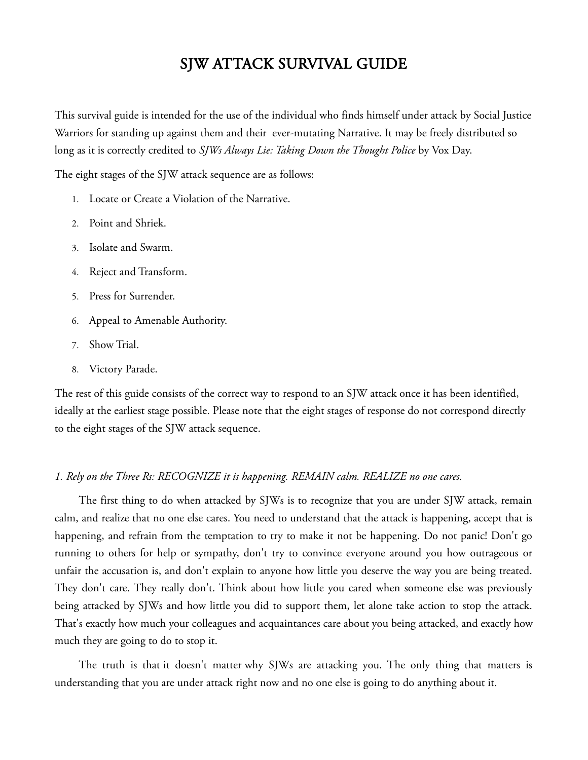# SJW ATTACK SURVIVAL GUIDE

This survival guide is intended for the use of the individual who finds himself under attack by Social Justice Warriors for standing up against them and their ever-mutating Narrative. It may be freely distributed so long as it is correctly credited to *SJWs Always Lie: Taking Down the Thought Police* by Vox Day.

The eight stages of the SJW attack sequence are as follows:

1. Locate or Create a Violation of the Narrative.
2. Point and Shriek.
3. Isolate and Swarm.
4. Reject and Transform.
5. Press for Surrender.
6. Appeal to Amenable Authority.
7. Show Trial.
8. Victory Parade.

The rest of this guide consists of the correct way to respond to an SJW attack once it has been identified, ideally at the earliest stage possible. Please note that the eight stages of response do not correspond directly to the eight stages of the SJW attack sequence.

*1. Rely on the Three Rs: RECOGNIZE it is happening. REMAIN calm. REALIZE no one cares.*

The first thing to do when attacked by SJWs is to recognize that you are under SJW attack, remain calm, and realize that no one else cares. You need to understand that the attack is happening, accept that is happening, and refrain from the temptation to try to make it not be happening. Do not panic! Don't go running to others for help or sympathy, don't try to convince everyone around you how outrageous or unfair the accusation is, and don't explain to anyone how little you deserve the way you are being treated. They don't care. They really don't. Think about how little you cared when someone else was previously being attacked by SJWs and how little you did to support them, let alone take action to stop the attack. That's exactly how much your colleagues and acquaintances care about you being attacked, and exactly how much they are going to do to stop it.

The truth is that it doesn't matter why SJWs are attacking you. The only thing that matters is understanding that you are under attack right now and no one else is going to do anything about it.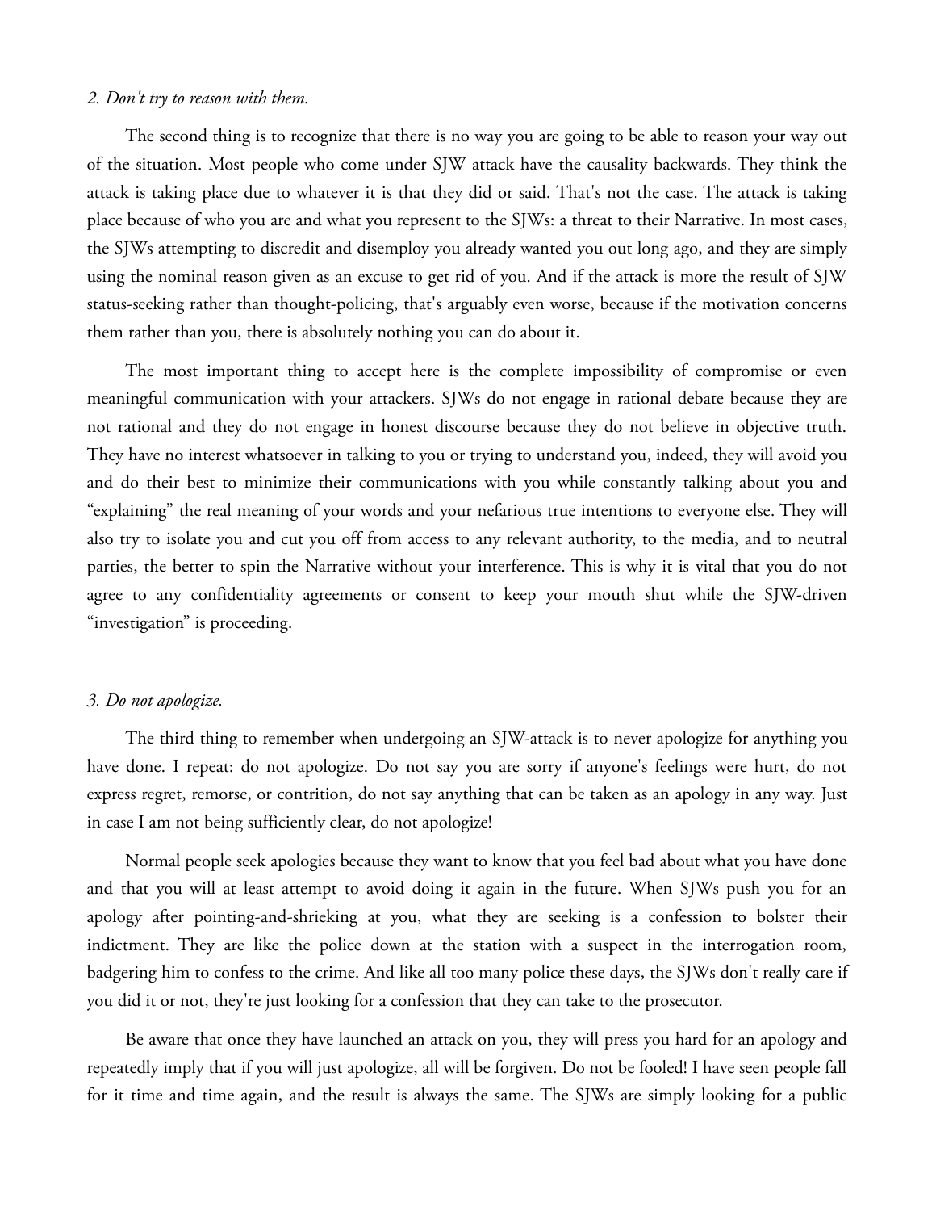*2. Don't try to reason with them.*

The second thing is to recognize that there is no way you are going to be able to reason your way out of the situation. Most people who come under SJW attack have the causality backwards. They think the attack is taking place due to whatever it is that they did or said. That's not the case. The attack is taking place because of who you are and what you represent to the SJWs: a threat to their Narrative. In most cases, the SJWs attempting to discredit and disemploy you already wanted you out long ago, and they are simply using the nominal reason given as an excuse to get rid of you. And if the attack is more the result of SJW status-seeking rather than thought-policing, that's arguably even worse, because if the motivation concerns them rather than you, there is absolutely nothing you can do about it.

The most important thing to accept here is the complete impossibility of compromise or even meaningful communication with your attackers. SJWs do not engage in rational debate because they are not rational and they do not engage in honest discourse because they do not believe in objective truth. They have no interest whatsoever in talking to you or trying to understand you, indeed, they will avoid you and do their best to minimize their communications with you while constantly talking about you and "explaining" the real meaning of your words and your nefarious true intentions to everyone else. They will also try to isolate you and cut you off from access to any relevant authority, to the media, and to neutral parties, the better to spin the Narrative without your interference. This is why it is vital that you do not agree to any confidentiality agreements or consent to keep your mouth shut while the SJW-driven "investigation" is proceeding.

*3. Do not apologize.*

The third thing to remember when undergoing an SJW-attack is to never apologize for anything you have done. I repeat: do not apologize. Do not say you are sorry if anyone's feelings were hurt, do not express regret, remorse, or contrition, do not say anything that can be taken as an apology in any way. Just in case I am not being sufficiently clear, do not apologize!

Normal people seek apologies because they want to know that you feel bad about what you have done and that you will at least attempt to avoid doing it again in the future. When SJWs push you for an apology after pointing-and-shrieking at you, what they are seeking is a confession to bolster their indictment. They are like the police down at the station with a suspect in the interrogation room, badgering him to confess to the crime. And like all too many police these days, the SJWs don't really care if you did it or not, they're just looking for a confession that they can take to the prosecutor.

Be aware that once they have launched an attack on you, they will press you hard for an apology and repeatedly imply that if you will just apologize, all will be forgiven. Do not be fooled! I have seen people fall for it time and time again, and the result is always the same. The SJWs are simply looking for a public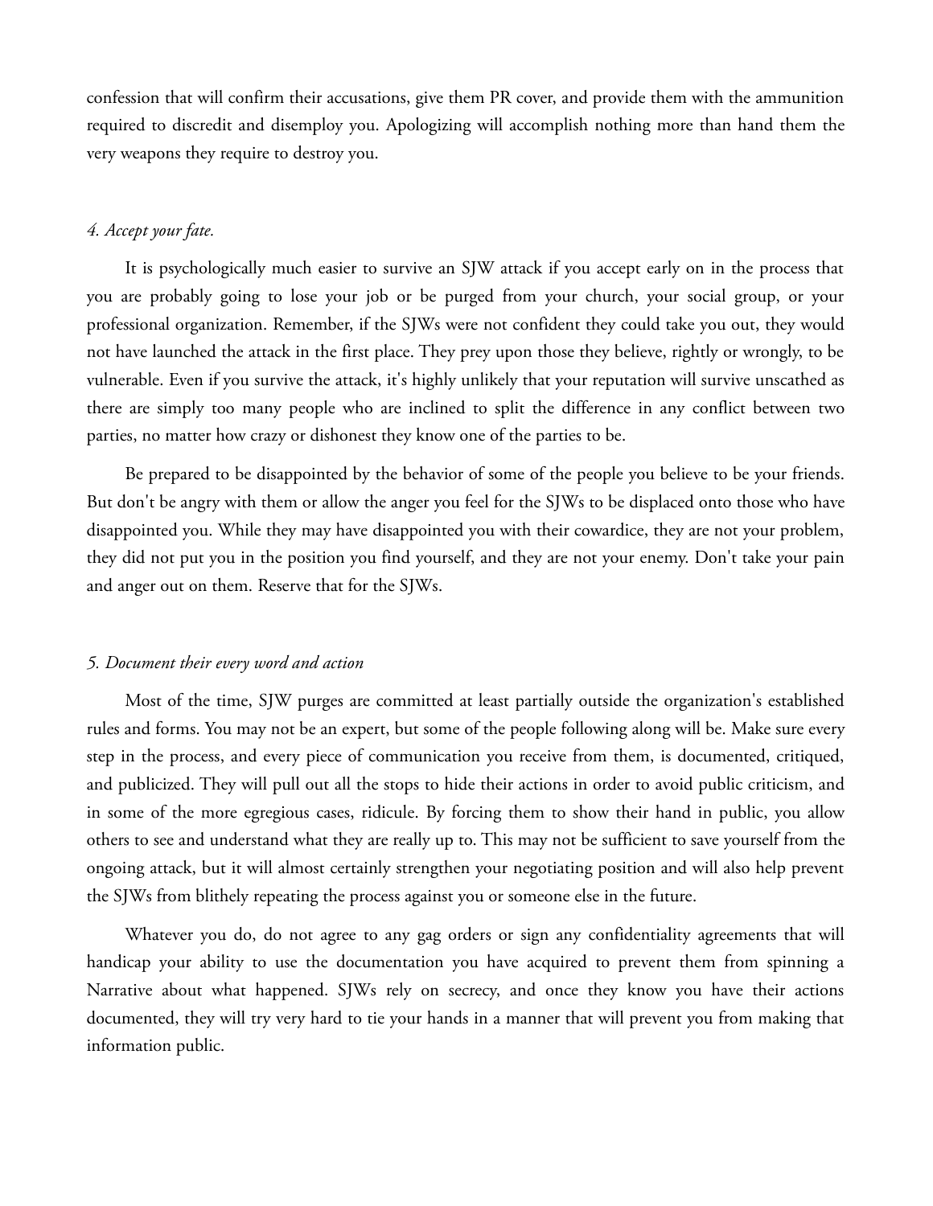confession that will confirm their accusations, give them PR cover, and provide them with the ammunition required to discredit and disemploy you. Apologizing will accomplish nothing more than hand them the very weapons they require to destroy you.

*4. Accept your fate.*

It is psychologically much easier to survive an SJW attack if you accept early on in the process that you are probably going to lose your job or be purged from your church, your social group, or your professional organization. Remember, if the SJWs were not confident they could take you out, they would not have launched the attack in the first place. They prey upon those they believe, rightly or wrongly, to be vulnerable. Even if you survive the attack, it's highly unlikely that your reputation will survive unscathed as there are simply too many people who are inclined to split the difference in any conflict between two parties, no matter how crazy or dishonest they know one of the parties to be.

Be prepared to be disappointed by the behavior of some of the people you believe to be your friends. But don't be angry with them or allow the anger you feel for the SJWs to be displaced onto those who have disappointed you. While they may have disappointed you with their cowardice, they are not your problem, they did not put you in the position you find yourself, and they are not your enemy. Don't take your pain and anger out on them. Reserve that for the SJWs.

*5. Document their every word and action*

Most of the time, SJW purges are committed at least partially outside the organization's established rules and forms. You may not be an expert, but some of the people following along will be. Make sure every step in the process, and every piece of communication you receive from them, is documented, critiqued, and publicized. They will pull out all the stops to hide their actions in order to avoid public criticism, and in some of the more egregious cases, ridicule. By forcing them to show their hand in public, you allow others to see and understand what they are really up to. This may not be sufficient to save yourself from the ongoing attack, but it will almost certainly strengthen your negotiating position and will also help prevent the SJWs from blithely repeating the process against you or someone else in the future.

Whatever you do, do not agree to any gag orders or sign any confidentiality agreements that will handicap your ability to use the documentation you have acquired to prevent them from spinning a Narrative about what happened. SJWs rely on secrecy, and once they know you have their actions documented, they will try very hard to tie your hands in a manner that will prevent you from making that information public.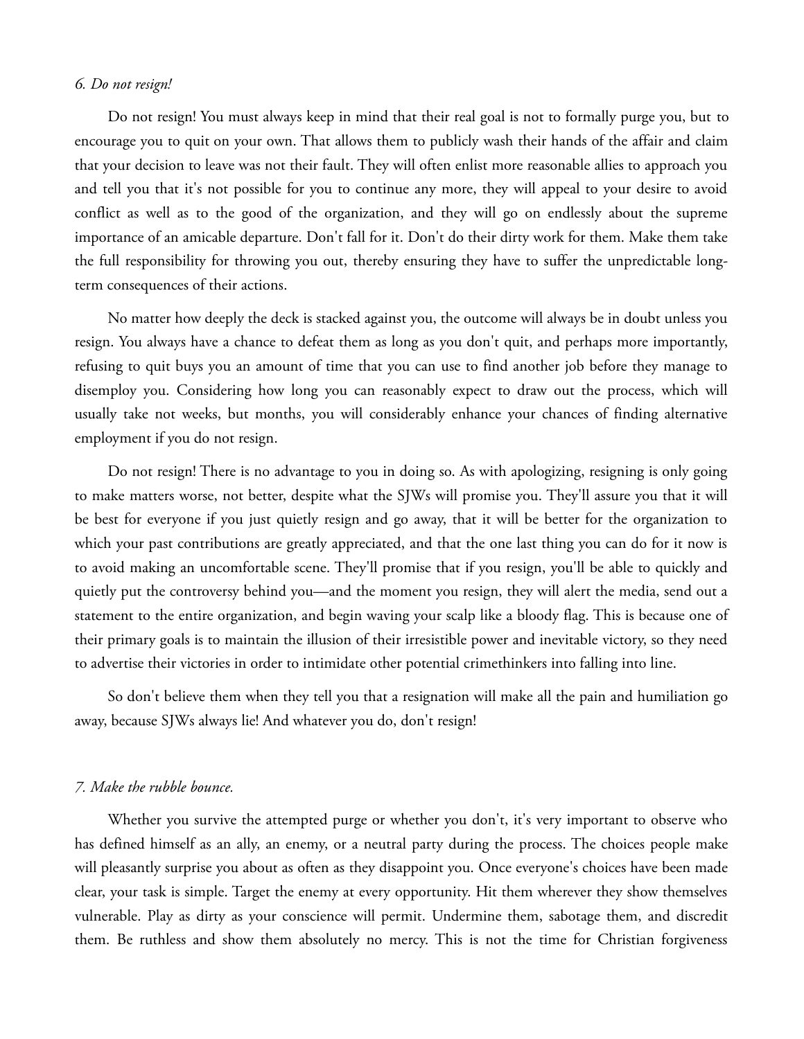*6. Do not resign!*

Do not resign! You must always keep in mind that their real goal is not to formally purge you, but to encourage you to quit on your own. That allows them to publicly wash their hands of the affair and claim that your decision to leave was not their fault. They will often enlist more reasonable allies to approach you and tell you that it's not possible for you to continue any more, they will appeal to your desire to avoid conflict as well as to the good of the organization, and they will go on endlessly about the supreme importance of an amicable departure. Don't fall for it. Don't do their dirty work for them. Make them take the full responsibility for throwing you out, thereby ensuring they have to suffer the unpredictable long-term consequences of their actions.

No matter how deeply the deck is stacked against you, the outcome will always be in doubt unless you resign. You always have a chance to defeat them as long as you don't quit, and perhaps more importantly, refusing to quit buys you an amount of time that you can use to find another job before they manage to disemploy you. Considering how long you can reasonably expect to draw out the process, which will usually take not weeks, but months, you will considerably enhance your chances of finding alternative employment if you do not resign.

Do not resign! There is no advantage to you in doing so. As with apologizing, resigning is only going to make matters worse, not better, despite what the SJWs will promise you. They'll assure you that it will be best for everyone if you just quietly resign and go away, that it will be better for the organization to which your past contributions are greatly appreciated, and that the one last thing you can do for it now is to avoid making an uncomfortable scene. They'll promise that if you resign, you'll be able to quickly and quietly put the controversy behind you—and the moment you resign, they will alert the media, send out a statement to the entire organization, and begin waving your scalp like a bloody flag. This is because one of their primary goals is to maintain the illusion of their irresistible power and inevitable victory, so they need to advertise their victories in order to intimidate other potential crimethinkers into falling into line.

So don't believe them when they tell you that a resignation will make all the pain and humiliation go away, because SJWs always lie! And whatever you do, don't resign!

*7. Make the rubble bounce.*

Whether you survive the attempted purge or whether you don't, it's very important to observe who has defined himself as an ally, an enemy, or a neutral party during the process. The choices people make will pleasantly surprise you about as often as they disappoint you. Once everyone's choices have been made clear, your task is simple. Target the enemy at every opportunity. Hit them wherever they show themselves vulnerable. Play as dirty as your conscience will permit. Undermine them, sabotage them, and discredit them. Be ruthless and show them absolutely no mercy. This is not the time for Christian forgiveness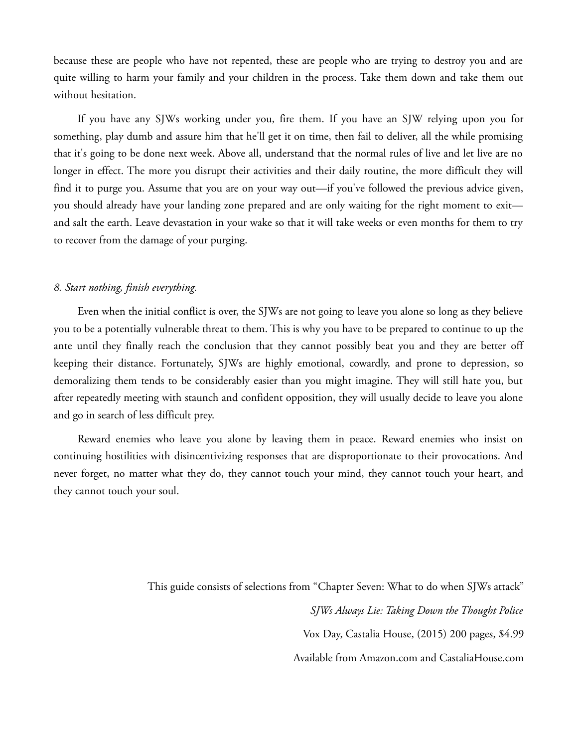because these are people who have not repented, these are people who are trying to destroy you and are quite willing to harm your family and your children in the process. Take them down and take them out without hesitation.

If you have any SJWs working under you, fire them. If you have an SJW relying upon you for something, play dumb and assure him that he'll get it on time, then fail to deliver, all the while promising that it's going to be done next week. Above all, understand that the normal rules of live and let live are no longer in effect. The more you disrupt their activities and their daily routine, the more difficult they will find it to purge you. Assume that you are on your way out—if you've followed the previous advice given, you should already have your landing zone prepared and are only waiting for the right moment to exit—and salt the earth. Leave devastation in your wake so that it will take weeks or even months for them to try to recover from the damage of your purging.

*8. Start nothing, finish everything.*

Even when the initial conflict is over, the SJWs are not going to leave you alone so long as they believe you to be a potentially vulnerable threat to them. This is why you have to be prepared to continue to up the ante until they finally reach the conclusion that they cannot possibly beat you and they are better off keeping their distance. Fortunately, SJWs are highly emotional, cowardly, and prone to depression, so demoralizing them tends to be considerably easier than you might imagine. They will still hate you, but after repeatedly meeting with staunch and confident opposition, they will usually decide to leave you alone and go in search of less difficult prey.

Reward enemies who leave you alone by leaving them in peace. Reward enemies who insist on continuing hostilities with disincentivizing responses that are disproportionate to their provocations. And never forget, no matter what they do, they cannot touch your mind, they cannot touch your heart, and they cannot touch your soul.

This guide consists of selections from "Chapter Seven: What to do when SJWs attack"

*SJWs Always Lie: Taking Down the Thought Police*

Vox Day, Castalia House, (2015) 200 pages, $4.99

Available from Amazon.com and CastaliaHouse.com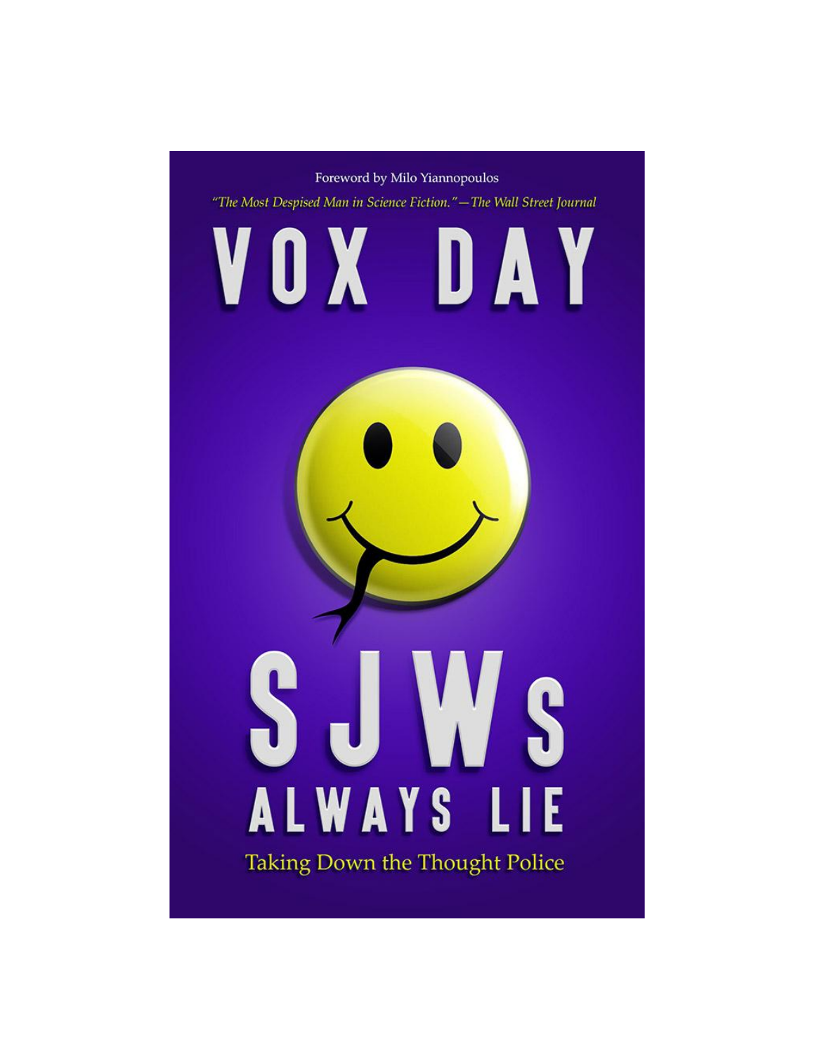Foreword by Milo Yiannopoulos

*"The Most Despised Man in Science Fiction." —The Wall Street Journal*

# VOX DAY

# SJWs ALWAYS LIE

Taking Down the Thought Police